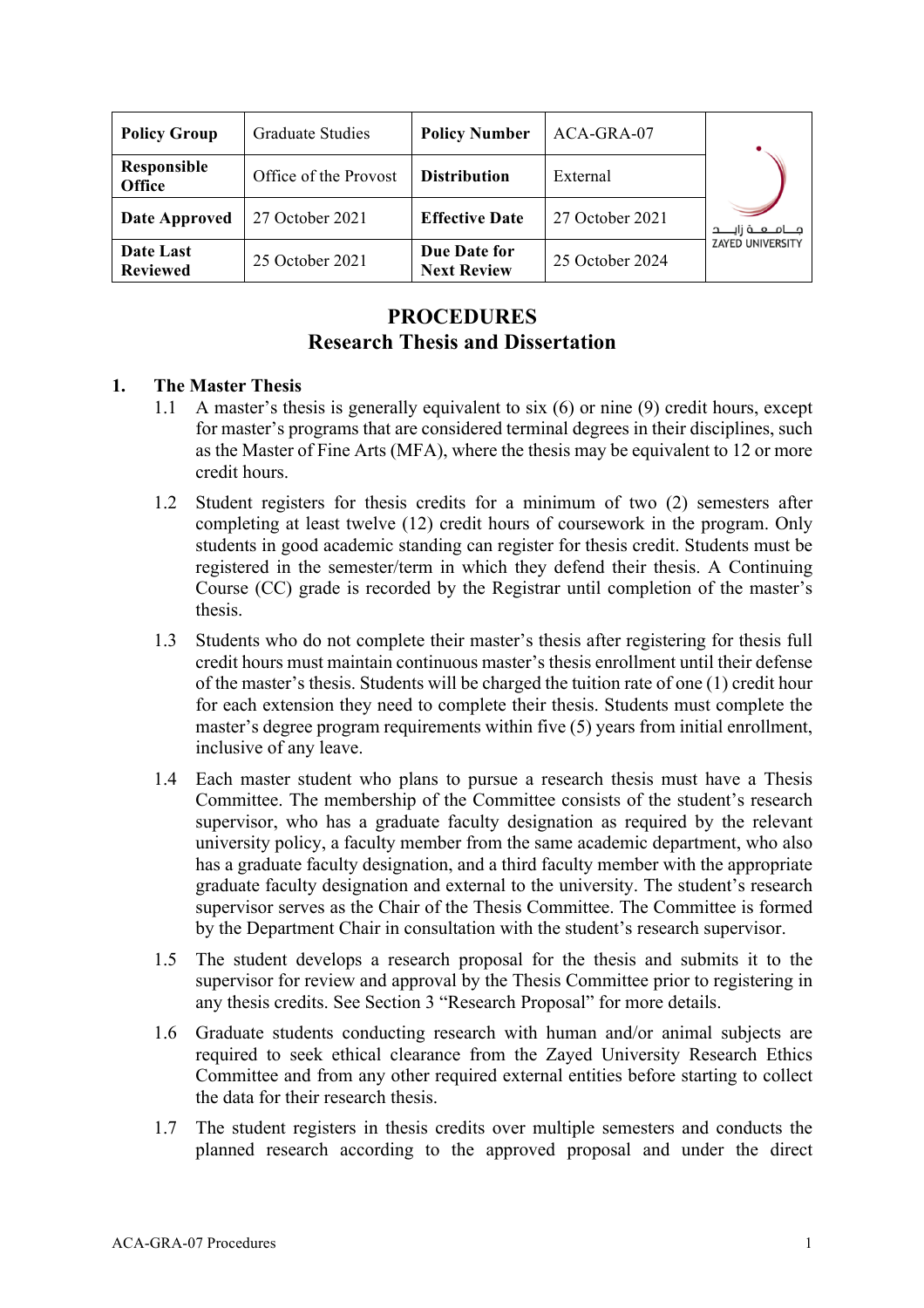| Policy Group | Graduate Studies | Policy Number | ACA-GRA-07 | جـامـعـة زايـد ZAYED UNIVERSITY |
|---|---|---|---|---|
| Responsible Office | Office of the Provost | Distribution | External | |
| Date Approved | 27 October 2021 | Effective Date | 27 October 2021 | |
| Date Last Reviewed | 25 October 2021 | Due Date for Next Review | 25 October 2024 | |

# PROCEDURES
## Research Thesis and Dissertation

### 1. The Master Thesis

1.1 A master's thesis is generally equivalent to six (6) or nine (9) credit hours, except for master's programs that are considered terminal degrees in their disciplines, such as the Master of Fine Arts (MFA), where the thesis may be equivalent to 12 or more credit hours.

1.2 Student registers for thesis credits for a minimum of two (2) semesters after completing at least twelve (12) credit hours of coursework in the program. Only students in good academic standing can register for thesis credit. Students must be registered in the semester/term in which they defend their thesis. A Continuing Course (CC) grade is recorded by the Registrar until completion of the master's thesis.

1.3 Students who do not complete their master's thesis after registering for thesis full credit hours must maintain continuous master's thesis enrollment until their defense of the master's thesis. Students will be charged the tuition rate of one (1) credit hour for each extension they need to complete their thesis. Students must complete the master's degree program requirements within five (5) years from initial enrollment, inclusive of any leave.

1.4 Each master student who plans to pursue a research thesis must have a Thesis Committee. The membership of the Committee consists of the student's research supervisor, who has a graduate faculty designation as required by the relevant university policy, a faculty member from the same academic department, who also has a graduate faculty designation, and a third faculty member with the appropriate graduate faculty designation and external to the university. The student's research supervisor serves as the Chair of the Thesis Committee. The Committee is formed by the Department Chair in consultation with the student's research supervisor.

1.5 The student develops a research proposal for the thesis and submits it to the supervisor for review and approval by the Thesis Committee prior to registering in any thesis credits. See Section 3 "Research Proposal" for more details.

1.6 Graduate students conducting research with human and/or animal subjects are required to seek ethical clearance from the Zayed University Research Ethics Committee and from any other required external entities before starting to collect the data for their research thesis.

1.7 The student registers in thesis credits over multiple semesters and conducts the planned research according to the approved proposal and under the direct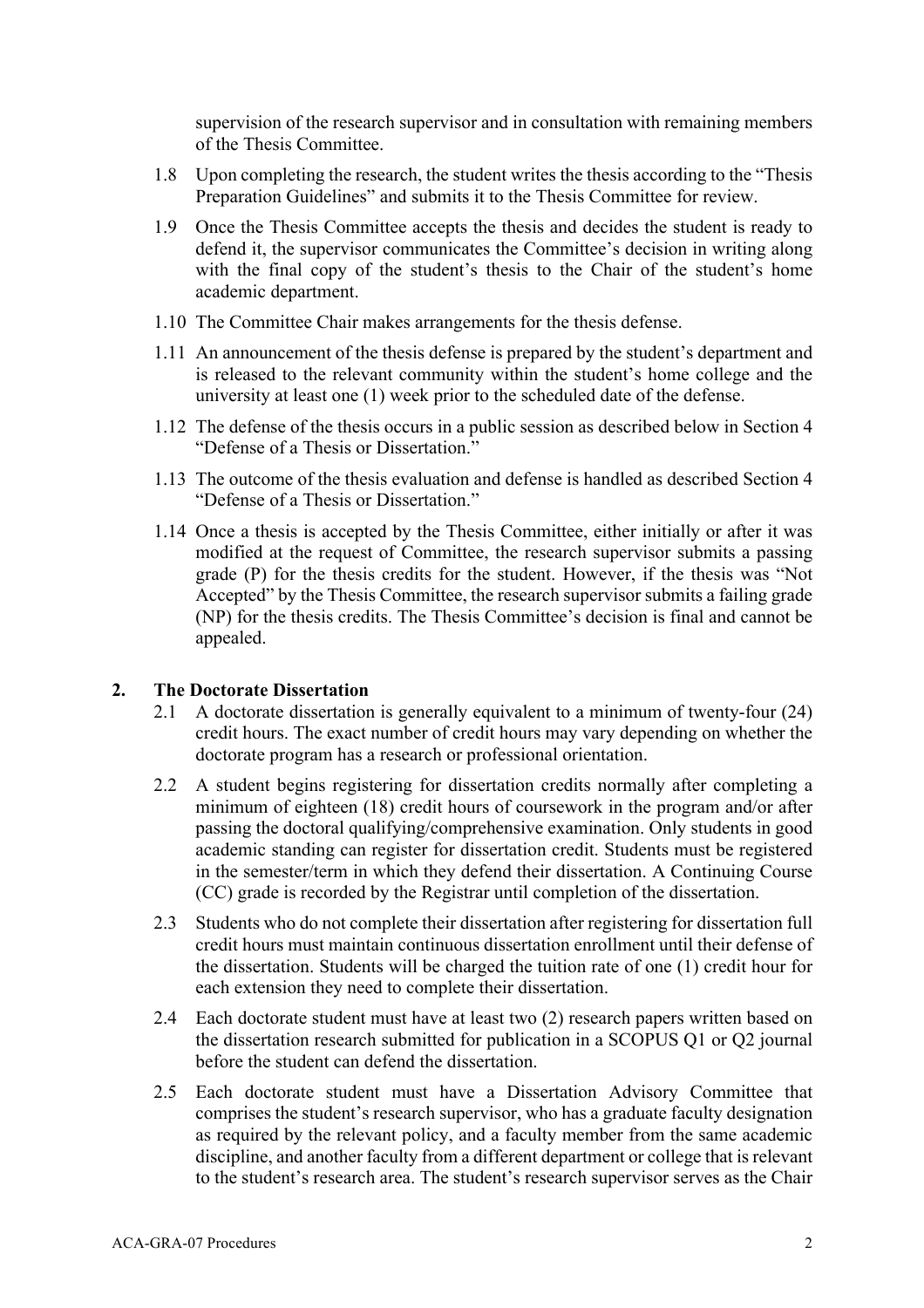supervision of the research supervisor and in consultation with remaining members of the Thesis Committee.

1.8 Upon completing the research, the student writes the thesis according to the "Thesis Preparation Guidelines" and submits it to the Thesis Committee for review.

1.9 Once the Thesis Committee accepts the thesis and decides the student is ready to defend it, the supervisor communicates the Committee's decision in writing along with the final copy of the student's thesis to the Chair of the student's home academic department.

1.10 The Committee Chair makes arrangements for the thesis defense.

1.11 An announcement of the thesis defense is prepared by the student's department and is released to the relevant community within the student's home college and the university at least one (1) week prior to the scheduled date of the defense.

1.12 The defense of the thesis occurs in a public session as described below in Section 4 "Defense of a Thesis or Dissertation."

1.13 The outcome of the thesis evaluation and defense is handled as described Section 4 "Defense of a Thesis or Dissertation."

1.14 Once a thesis is accepted by the Thesis Committee, either initially or after it was modified at the request of Committee, the research supervisor submits a passing grade (P) for the thesis credits for the student. However, if the thesis was "Not Accepted" by the Thesis Committee, the research supervisor submits a failing grade (NP) for the thesis credits. The Thesis Committee's decision is final and cannot be appealed.

## 2. The Doctorate Dissertation

2.1 A doctorate dissertation is generally equivalent to a minimum of twenty-four (24) credit hours. The exact number of credit hours may vary depending on whether the doctorate program has a research or professional orientation.

2.2 A student begins registering for dissertation credits normally after completing a minimum of eighteen (18) credit hours of coursework in the program and/or after passing the doctoral qualifying/comprehensive examination. Only students in good academic standing can register for dissertation credit. Students must be registered in the semester/term in which they defend their dissertation. A Continuing Course (CC) grade is recorded by the Registrar until completion of the dissertation.

2.3 Students who do not complete their dissertation after registering for dissertation full credit hours must maintain continuous dissertation enrollment until their defense of the dissertation. Students will be charged the tuition rate of one (1) credit hour for each extension they need to complete their dissertation.

2.4 Each doctorate student must have at least two (2) research papers written based on the dissertation research submitted for publication in a SCOPUS Q1 or Q2 journal before the student can defend the dissertation.

2.5 Each doctorate student must have a Dissertation Advisory Committee that comprises the student's research supervisor, who has a graduate faculty designation as required by the relevant policy, and a faculty member from the same academic discipline, and another faculty from a different department or college that is relevant to the student's research area. The student's research supervisor serves as the Chair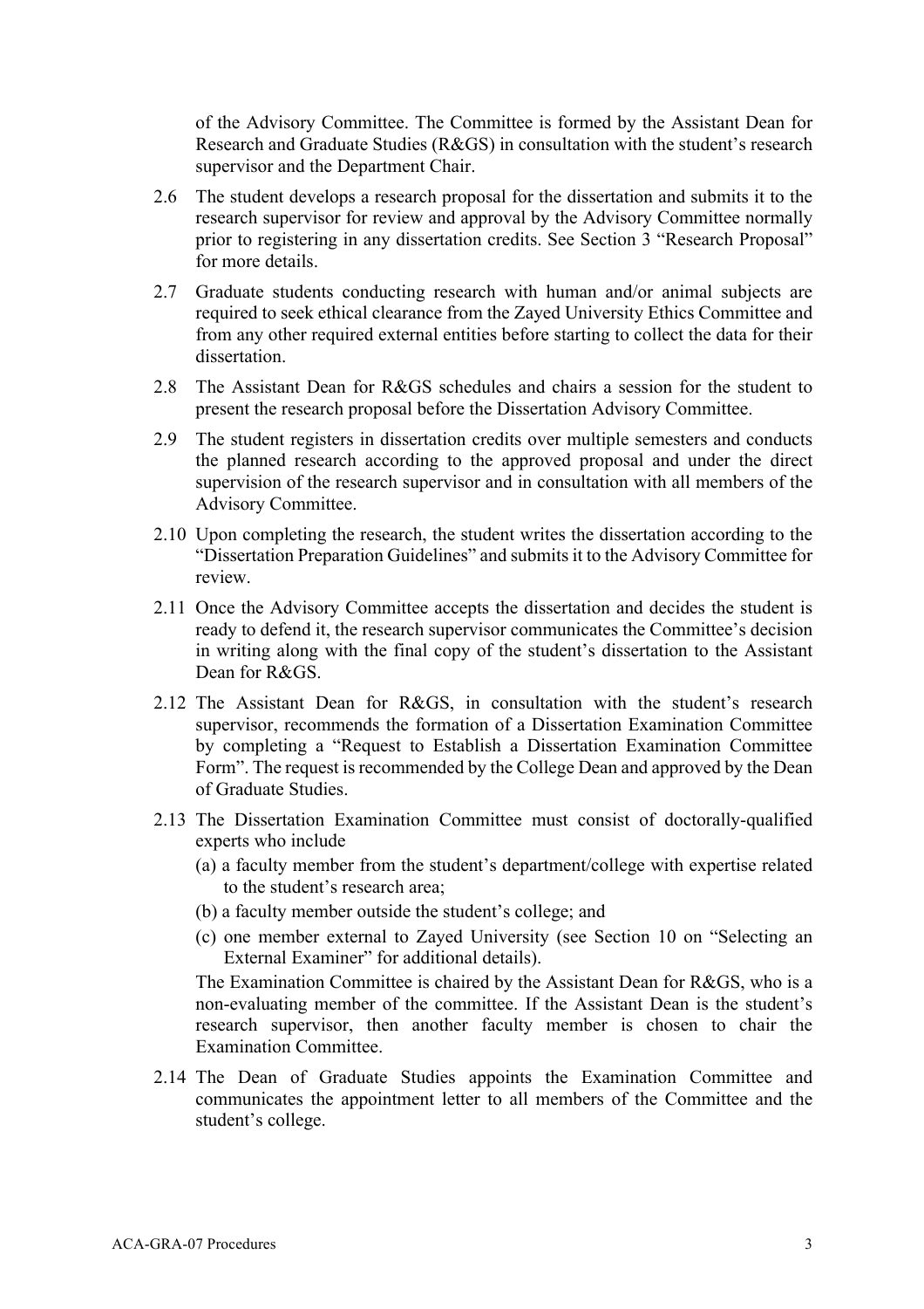of the Advisory Committee. The Committee is formed by the Assistant Dean for Research and Graduate Studies (R&GS) in consultation with the student's research supervisor and the Department Chair.

2.6 The student develops a research proposal for the dissertation and submits it to the research supervisor for review and approval by the Advisory Committee normally prior to registering in any dissertation credits. See Section 3 "Research Proposal" for more details.

2.7 Graduate students conducting research with human and/or animal subjects are required to seek ethical clearance from the Zayed University Ethics Committee and from any other required external entities before starting to collect the data for their dissertation.

2.8 The Assistant Dean for R&GS schedules and chairs a session for the student to present the research proposal before the Dissertation Advisory Committee.

2.9 The student registers in dissertation credits over multiple semesters and conducts the planned research according to the approved proposal and under the direct supervision of the research supervisor and in consultation with all members of the Advisory Committee.

2.10 Upon completing the research, the student writes the dissertation according to the "Dissertation Preparation Guidelines" and submits it to the Advisory Committee for review.

2.11 Once the Advisory Committee accepts the dissertation and decides the student is ready to defend it, the research supervisor communicates the Committee's decision in writing along with the final copy of the student's dissertation to the Assistant Dean for R&GS.

2.12 The Assistant Dean for R&GS, in consultation with the student's research supervisor, recommends the formation of a Dissertation Examination Committee by completing a "Request to Establish a Dissertation Examination Committee Form". The request is recommended by the College Dean and approved by the Dean of Graduate Studies.

2.13 The Dissertation Examination Committee must consist of doctorally-qualified experts who include

(a) a faculty member from the student's department/college with expertise related to the student's research area;

(b) a faculty member outside the student's college; and

(c) one member external to Zayed University (see Section 10 on "Selecting an External Examiner" for additional details).

The Examination Committee is chaired by the Assistant Dean for R&GS, who is a non-evaluating member of the committee. If the Assistant Dean is the student's research supervisor, then another faculty member is chosen to chair the Examination Committee.

2.14 The Dean of Graduate Studies appoints the Examination Committee and communicates the appointment letter to all members of the Committee and the student's college.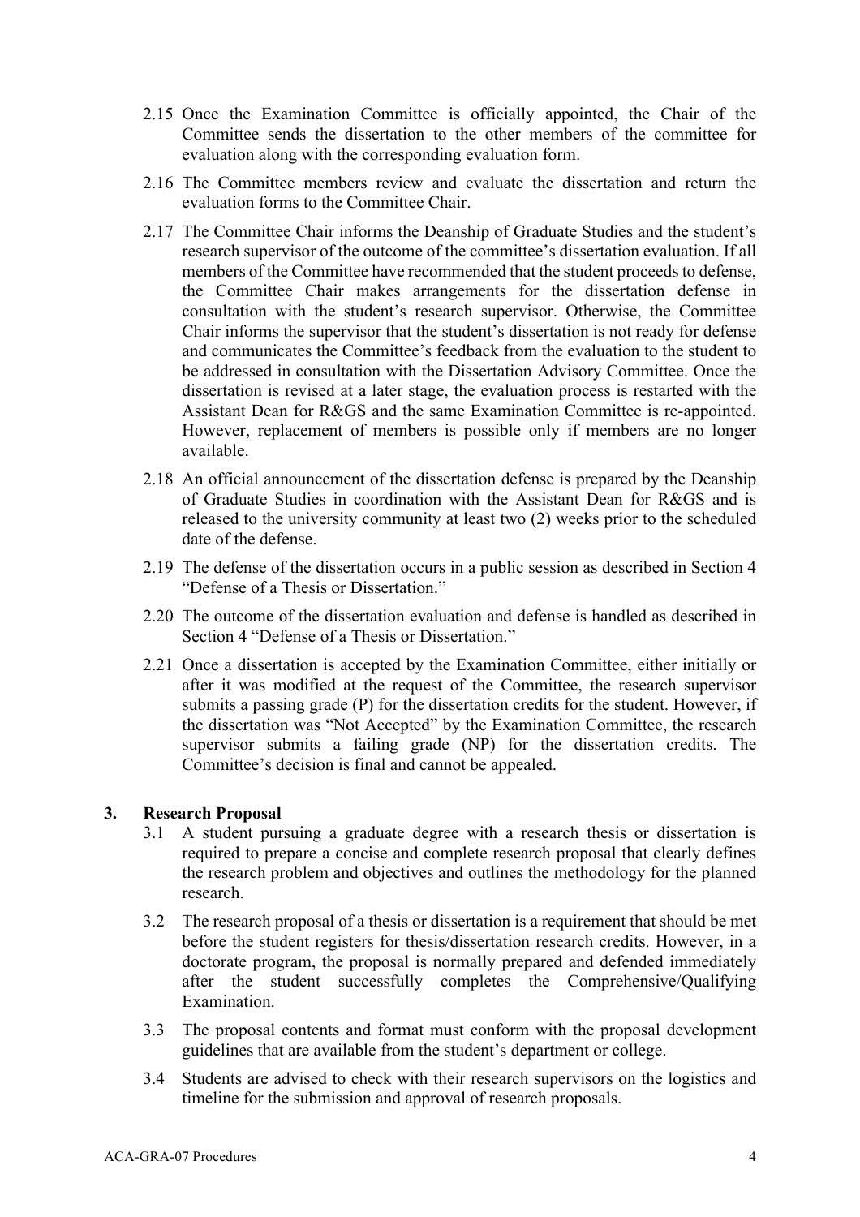2.15 Once the Examination Committee is officially appointed, the Chair of the Committee sends the dissertation to the other members of the committee for evaluation along with the corresponding evaluation form.

2.16 The Committee members review and evaluate the dissertation and return the evaluation forms to the Committee Chair.

2.17 The Committee Chair informs the Deanship of Graduate Studies and the student's research supervisor of the outcome of the committee's dissertation evaluation. If all members of the Committee have recommended that the student proceeds to defense, the Committee Chair makes arrangements for the dissertation defense in consultation with the student's research supervisor. Otherwise, the Committee Chair informs the supervisor that the student's dissertation is not ready for defense and communicates the Committee's feedback from the evaluation to the student to be addressed in consultation with the Dissertation Advisory Committee. Once the dissertation is revised at a later stage, the evaluation process is restarted with the Assistant Dean for R&GS and the same Examination Committee is re-appointed. However, replacement of members is possible only if members are no longer available.

2.18 An official announcement of the dissertation defense is prepared by the Deanship of Graduate Studies in coordination with the Assistant Dean for R&GS and is released to the university community at least two (2) weeks prior to the scheduled date of the defense.

2.19 The defense of the dissertation occurs in a public session as described in Section 4 "Defense of a Thesis or Dissertation."

2.20 The outcome of the dissertation evaluation and defense is handled as described in Section 4 "Defense of a Thesis or Dissertation."

2.21 Once a dissertation is accepted by the Examination Committee, either initially or after it was modified at the request of the Committee, the research supervisor submits a passing grade (P) for the dissertation credits for the student. However, if the dissertation was "Not Accepted" by the Examination Committee, the research supervisor submits a failing grade (NP) for the dissertation credits. The Committee's decision is final and cannot be appealed.

## 3. Research Proposal

3.1 A student pursuing a graduate degree with a research thesis or dissertation is required to prepare a concise and complete research proposal that clearly defines the research problem and objectives and outlines the methodology for the planned research.

3.2 The research proposal of a thesis or dissertation is a requirement that should be met before the student registers for thesis/dissertation research credits. However, in a doctorate program, the proposal is normally prepared and defended immediately after the student successfully completes the Comprehensive/Qualifying Examination.

3.3 The proposal contents and format must conform with the proposal development guidelines that are available from the student's department or college.

3.4 Students are advised to check with their research supervisors on the logistics and timeline for the submission and approval of research proposals.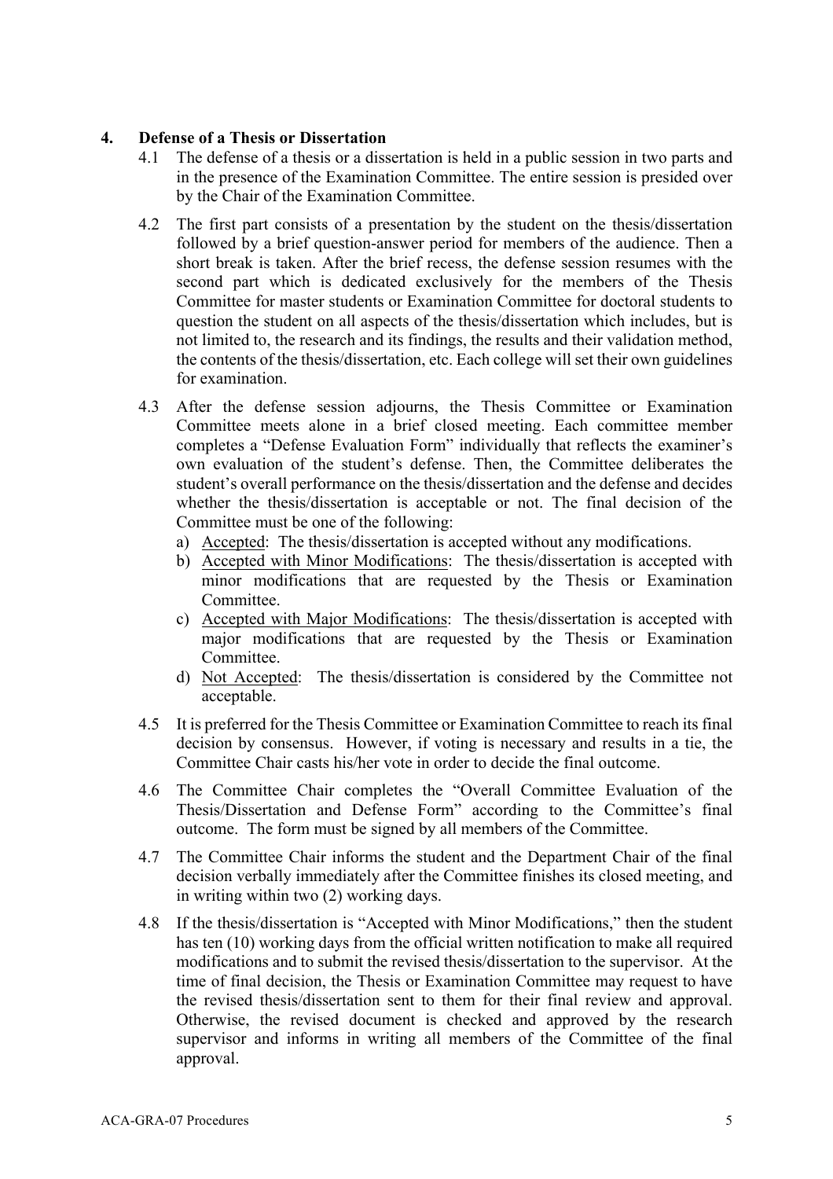## 4. Defense of a Thesis or Dissertation

4.1 The defense of a thesis or a dissertation is held in a public session in two parts and in the presence of the Examination Committee. The entire session is presided over by the Chair of the Examination Committee.

4.2 The first part consists of a presentation by the student on the thesis/dissertation followed by a brief question-answer period for members of the audience. Then a short break is taken. After the brief recess, the defense session resumes with the second part which is dedicated exclusively for the members of the Thesis Committee for master students or Examination Committee for doctoral students to question the student on all aspects of the thesis/dissertation which includes, but is not limited to, the research and its findings, the results and their validation method, the contents of the thesis/dissertation, etc. Each college will set their own guidelines for examination.

4.3 After the defense session adjourns, the Thesis Committee or Examination Committee meets alone in a brief closed meeting. Each committee member completes a "Defense Evaluation Form" individually that reflects the examiner's own evaluation of the student's defense. Then, the Committee deliberates the student's overall performance on the thesis/dissertation and the defense and decides whether the thesis/dissertation is acceptable or not. The final decision of the Committee must be one of the following:

a) <u>Accepted</u>: The thesis/dissertation is accepted without any modifications.
b) <u>Accepted with Minor Modifications</u>: The thesis/dissertation is accepted with minor modifications that are requested by the Thesis or Examination Committee.
c) <u>Accepted with Major Modifications</u>: The thesis/dissertation is accepted with major modifications that are requested by the Thesis or Examination Committee.
d) <u>Not Accepted</u>: The thesis/dissertation is considered by the Committee not acceptable.

4.5 It is preferred for the Thesis Committee or Examination Committee to reach its final decision by consensus. However, if voting is necessary and results in a tie, the Committee Chair casts his/her vote in order to decide the final outcome.

4.6 The Committee Chair completes the "Overall Committee Evaluation of the Thesis/Dissertation and Defense Form" according to the Committee's final outcome. The form must be signed by all members of the Committee.

4.7 The Committee Chair informs the student and the Department Chair of the final decision verbally immediately after the Committee finishes its closed meeting, and in writing within two (2) working days.

4.8 If the thesis/dissertation is "Accepted with Minor Modifications," then the student has ten (10) working days from the official written notification to make all required modifications and to submit the revised thesis/dissertation to the supervisor. At the time of final decision, the Thesis or Examination Committee may request to have the revised thesis/dissertation sent to them for their final review and approval. Otherwise, the revised document is checked and approved by the research supervisor and informs in writing all members of the Committee of the final approval.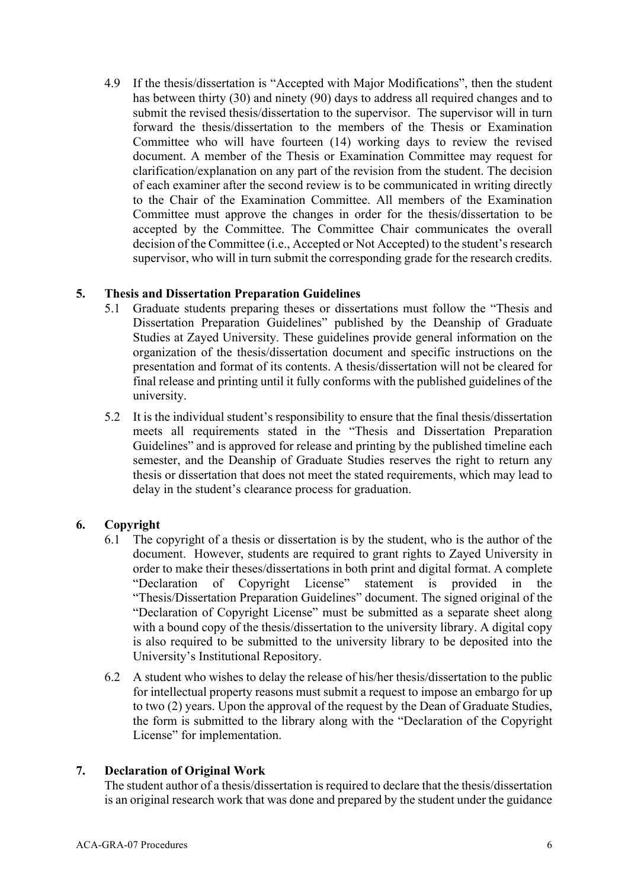4.9 If the thesis/dissertation is "Accepted with Major Modifications", then the student has between thirty (30) and ninety (90) days to address all required changes and to submit the revised thesis/dissertation to the supervisor. The supervisor will in turn forward the thesis/dissertation to the members of the Thesis or Examination Committee who will have fourteen (14) working days to review the revised document. A member of the Thesis or Examination Committee may request for clarification/explanation on any part of the revision from the student. The decision of each examiner after the second review is to be communicated in writing directly to the Chair of the Examination Committee. All members of the Examination Committee must approve the changes in order for the thesis/dissertation to be accepted by the Committee. The Committee Chair communicates the overall decision of the Committee (i.e., Accepted or Not Accepted) to the student's research supervisor, who will in turn submit the corresponding grade for the research credits.

## 5. Thesis and Dissertation Preparation Guidelines

5.1 Graduate students preparing theses or dissertations must follow the "Thesis and Dissertation Preparation Guidelines" published by the Deanship of Graduate Studies at Zayed University. These guidelines provide general information on the organization of the thesis/dissertation document and specific instructions on the presentation and format of its contents. A thesis/dissertation will not be cleared for final release and printing until it fully conforms with the published guidelines of the university.

5.2 It is the individual student's responsibility to ensure that the final thesis/dissertation meets all requirements stated in the "Thesis and Dissertation Preparation Guidelines" and is approved for release and printing by the published timeline each semester, and the Deanship of Graduate Studies reserves the right to return any thesis or dissertation that does not meet the stated requirements, which may lead to delay in the student's clearance process for graduation.

## 6. Copyright

6.1 The copyright of a thesis or dissertation is by the student, who is the author of the document. However, students are required to grant rights to Zayed University in order to make their theses/dissertations in both print and digital format. A complete "Declaration of Copyright License" statement is provided in the "Thesis/Dissertation Preparation Guidelines" document. The signed original of the "Declaration of Copyright License" must be submitted as a separate sheet along with a bound copy of the thesis/dissertation to the university library. A digital copy is also required to be submitted to the university library to be deposited into the University's Institutional Repository.

6.2 A student who wishes to delay the release of his/her thesis/dissertation to the public for intellectual property reasons must submit a request to impose an embargo for up to two (2) years. Upon the approval of the request by the Dean of Graduate Studies, the form is submitted to the library along with the "Declaration of the Copyright License" for implementation.

## 7. Declaration of Original Work

The student author of a thesis/dissertation is required to declare that the thesis/dissertation is an original research work that was done and prepared by the student under the guidance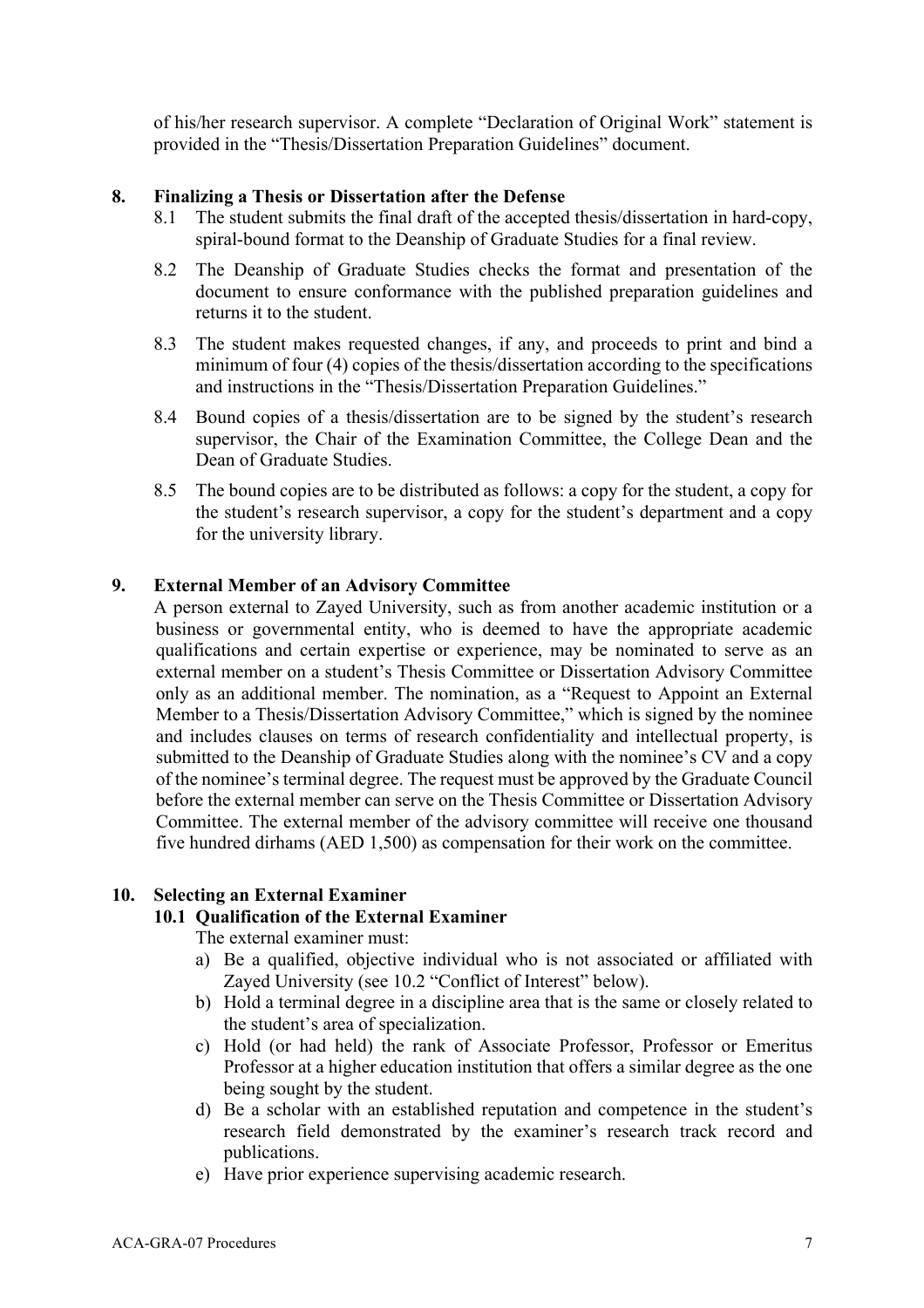of his/her research supervisor. A complete "Declaration of Original Work" statement is provided in the "Thesis/Dissertation Preparation Guidelines" document.

## 8. Finalizing a Thesis or Dissertation after the Defense

8.1 The student submits the final draft of the accepted thesis/dissertation in hard-copy, spiral-bound format to the Deanship of Graduate Studies for a final review.

8.2 The Deanship of Graduate Studies checks the format and presentation of the document to ensure conformance with the published preparation guidelines and returns it to the student.

8.3 The student makes requested changes, if any, and proceeds to print and bind a minimum of four (4) copies of the thesis/dissertation according to the specifications and instructions in the "Thesis/Dissertation Preparation Guidelines."

8.4 Bound copies of a thesis/dissertation are to be signed by the student's research supervisor, the Chair of the Examination Committee, the College Dean and the Dean of Graduate Studies.

8.5 The bound copies are to be distributed as follows: a copy for the student, a copy for the student's research supervisor, a copy for the student's department and a copy for the university library.

## 9. External Member of an Advisory Committee

A person external to Zayed University, such as from another academic institution or a business or governmental entity, who is deemed to have the appropriate academic qualifications and certain expertise or experience, may be nominated to serve as an external member on a student's Thesis Committee or Dissertation Advisory Committee only as an additional member. The nomination, as a "Request to Appoint an External Member to a Thesis/Dissertation Advisory Committee," which is signed by the nominee and includes clauses on terms of research confidentiality and intellectual property, is submitted to the Deanship of Graduate Studies along with the nominee's CV and a copy of the nominee's terminal degree. The request must be approved by the Graduate Council before the external member can serve on the Thesis Committee or Dissertation Advisory Committee. The external member of the advisory committee will receive one thousand five hundred dirhams (AED 1,500) as compensation for their work on the committee.

## 10. Selecting an External Examiner

### 10.1 Qualification of the External Examiner

The external examiner must:

a) Be a qualified, objective individual who is not associated or affiliated with Zayed University (see 10.2 "Conflict of Interest" below).
b) Hold a terminal degree in a discipline area that is the same or closely related to the student's area of specialization.
c) Hold (or had held) the rank of Associate Professor, Professor or Emeritus Professor at a higher education institution that offers a similar degree as the one being sought by the student.
d) Be a scholar with an established reputation and competence in the student's research field demonstrated by the examiner's research track record and publications.
e) Have prior experience supervising academic research.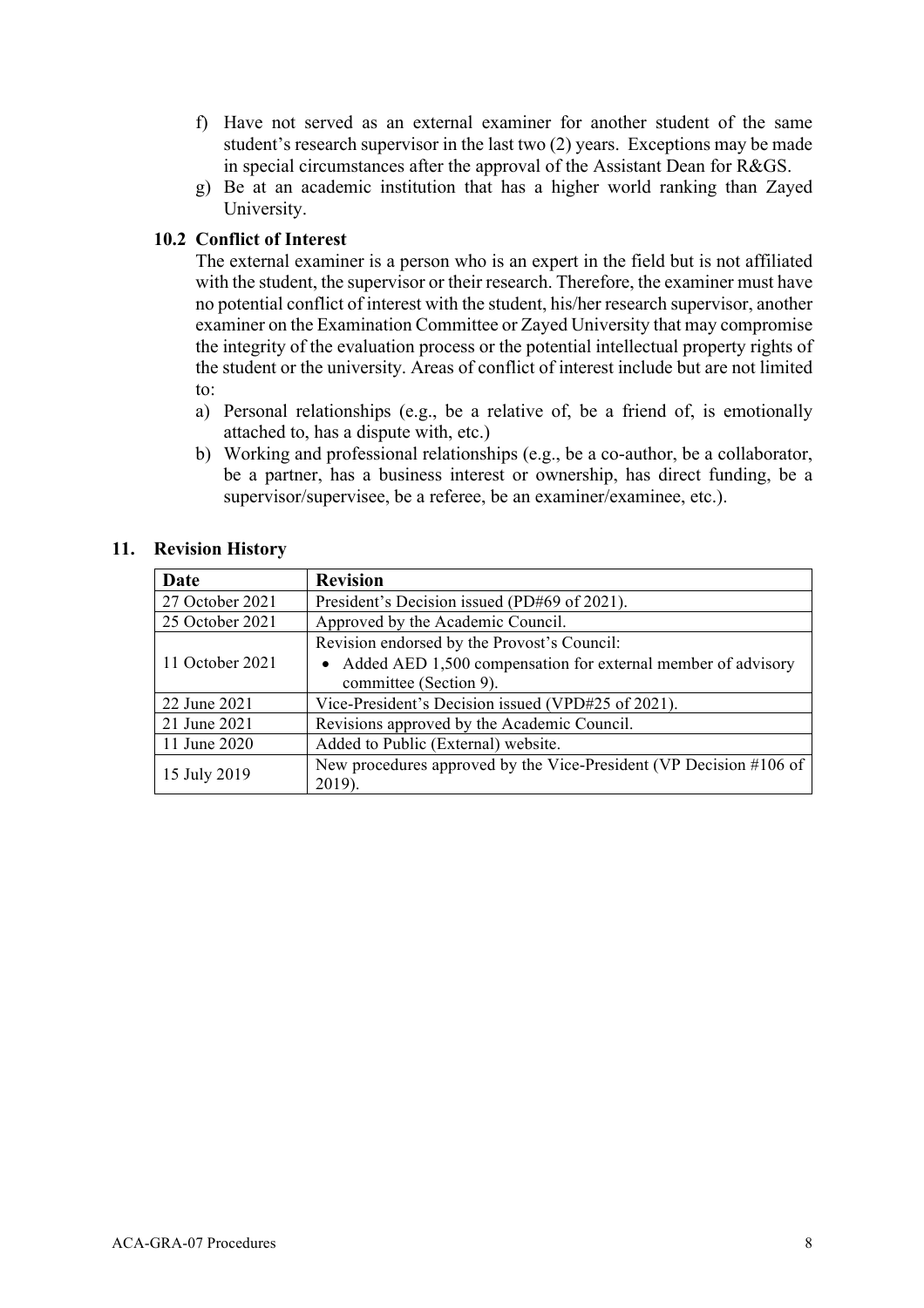f) Have not served as an external examiner for another student of the same student's research supervisor in the last two (2) years. Exceptions may be made in special circumstances after the approval of the Assistant Dean for R&GS.
g) Be at an academic institution that has a higher world ranking than Zayed University.

### 10.2 Conflict of Interest

The external examiner is a person who is an expert in the field but is not affiliated with the student, the supervisor or their research. Therefore, the examiner must have no potential conflict of interest with the student, his/her research supervisor, another examiner on the Examination Committee or Zayed University that may compromise the integrity of the evaluation process or the potential intellectual property rights of the student or the university. Areas of conflict of interest include but are not limited to:

a) Personal relationships (e.g., be a relative of, be a friend of, is emotionally attached to, has a dispute with, etc.)
b) Working and professional relationships (e.g., be a co-author, be a collaborator, be a partner, has a business interest or ownership, has direct funding, be a supervisor/supervisee, be a referee, be an examiner/examinee, etc.).

## 11. Revision History

| Date | Revision |
| --- | --- |
| 27 October 2021 | President's Decision issued (PD#69 of 2021). |
| 25 October 2021 | Approved by the Academic Council. |
| 11 October 2021 | Revision endorsed by the Provost's Council:<br>• Added AED 1,500 compensation for external member of advisory committee (Section 9). |
| 22 June 2021 | Vice-President's Decision issued (VPD#25 of 2021). |
| 21 June 2021 | Revisions approved by the Academic Council. |
| 11 June 2020 | Added to Public (External) website. |
| 15 July 2019 | New procedures approved by the Vice-President (VP Decision #106 of 2019). |